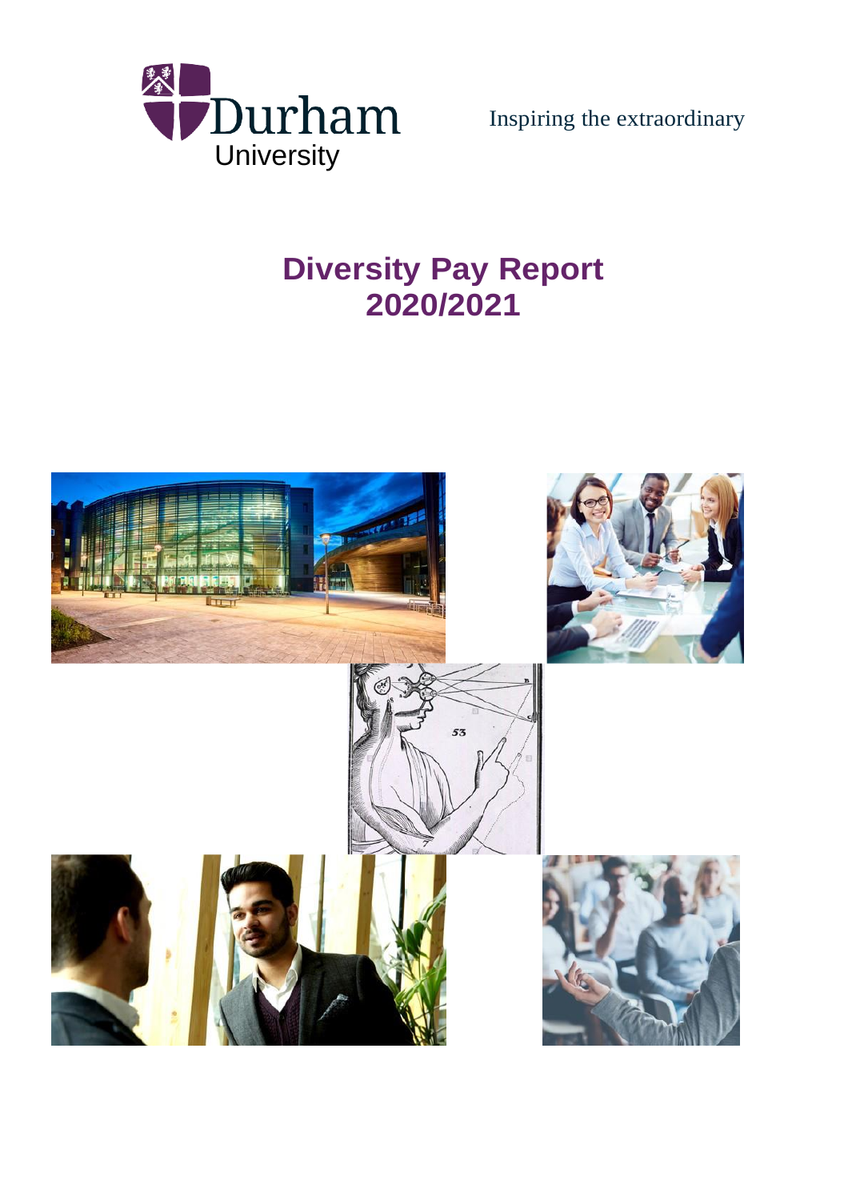Durham University

Inspiring the extraordinary

# Diversity Pay Report 2020/2021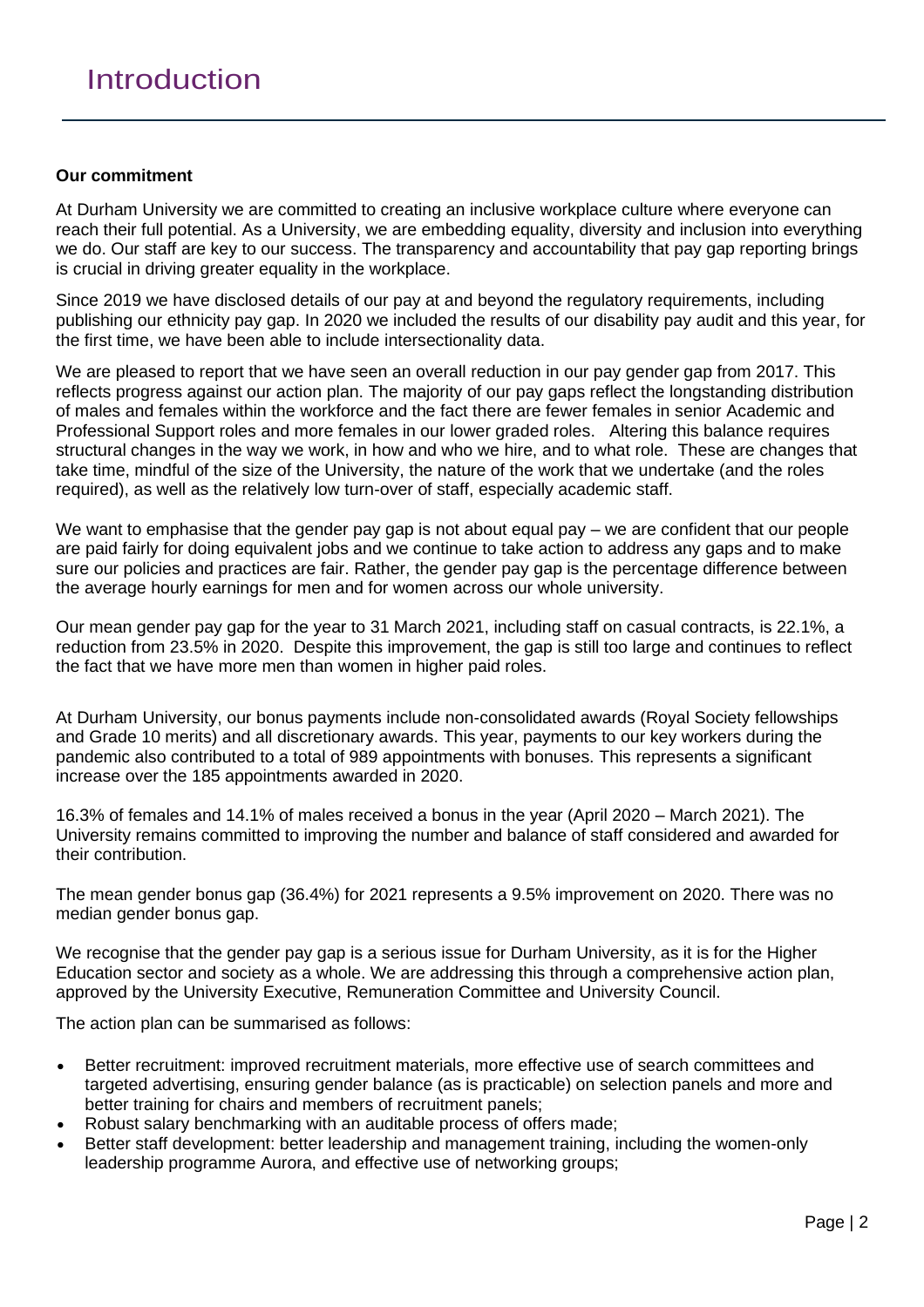# Introduction

**Our commitment**

At Durham University we are committed to creating an inclusive workplace culture where everyone can reach their full potential. As a University, we are embedding equality, diversity and inclusion into everything we do. Our staff are key to our success. The transparency and accountability that pay gap reporting brings is crucial in driving greater equality in the workplace.

Since 2019 we have disclosed details of our pay at and beyond the regulatory requirements, including publishing our ethnicity pay gap. In 2020 we included the results of our disability pay audit and this year, for the first time, we have been able to include intersectionality data.

We are pleased to report that we have seen an overall reduction in our pay gender gap from 2017. This reflects progress against our action plan. The majority of our pay gaps reflect the longstanding distribution of males and females within the workforce and the fact there are fewer females in senior Academic and Professional Support roles and more females in our lower graded roles. Altering this balance requires structural changes in the way we work, in how and who we hire, and to what role. These are changes that take time, mindful of the size of the University, the nature of the work that we undertake (and the roles required), as well as the relatively low turn-over of staff, especially academic staff.

We want to emphasise that the gender pay gap is not about equal pay – we are confident that our people are paid fairly for doing equivalent jobs and we continue to take action to address any gaps and to make sure our policies and practices are fair. Rather, the gender pay gap is the percentage difference between the average hourly earnings for men and for women across our whole university.

Our mean gender pay gap for the year to 31 March 2021, including staff on casual contracts, is 22.1%, a reduction from 23.5% in 2020. Despite this improvement, the gap is still too large and continues to reflect the fact that we have more men than women in higher paid roles.

At Durham University, our bonus payments include non-consolidated awards (Royal Society fellowships and Grade 10 merits) and all discretionary awards. This year, payments to our key workers during the pandemic also contributed to a total of 989 appointments with bonuses. This represents a significant increase over the 185 appointments awarded in 2020.

16.3% of females and 14.1% of males received a bonus in the year (April 2020 – March 2021). The University remains committed to improving the number and balance of staff considered and awarded for their contribution.

The mean gender bonus gap (36.4%) for 2021 represents a 9.5% improvement on 2020. There was no median gender bonus gap.

We recognise that the gender pay gap is a serious issue for Durham University, as it is for the Higher Education sector and society as a whole. We are addressing this through a comprehensive action plan, approved by the University Executive, Remuneration Committee and University Council.

The action plan can be summarised as follows:

- Better recruitment: improved recruitment materials, more effective use of search committees and targeted advertising, ensuring gender balance (as is practicable) on selection panels and more and better training for chairs and members of recruitment panels;
- Robust salary benchmarking with an auditable process of offers made;
- Better staff development: better leadership and management training, including the women-only leadership programme Aurora, and effective use of networking groups;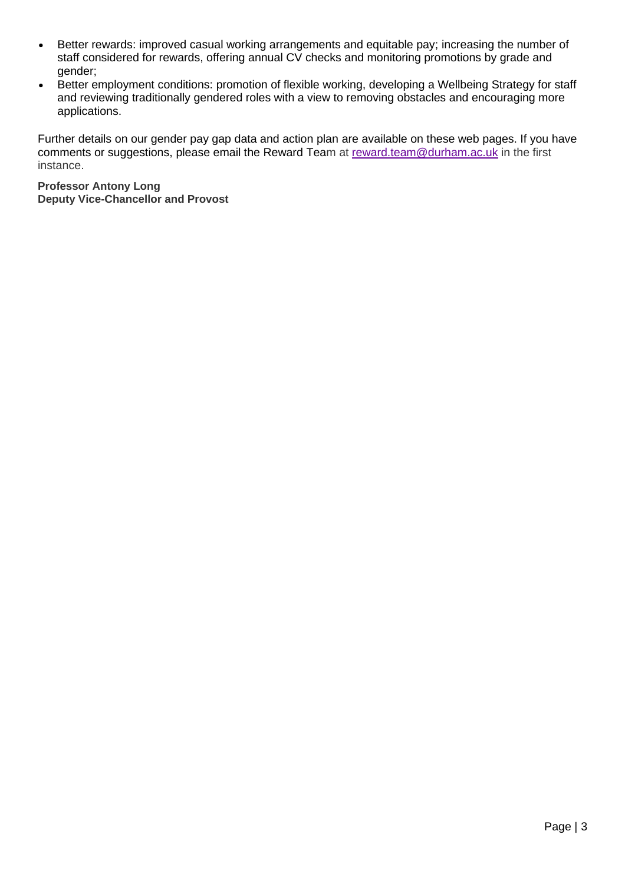- Better rewards: improved casual working arrangements and equitable pay; increasing the number of staff considered for rewards, offering annual CV checks and monitoring promotions by grade and gender;
- Better employment conditions: promotion of flexible working, developing a Wellbeing Strategy for staff and reviewing traditionally gendered roles with a view to removing obstacles and encouraging more applications.

Further details on our gender pay gap data and action plan are available on these web pages. If you have comments or suggestions, please email the Reward Team at [reward.team@durham.ac.uk](mailto:reward.team@durham.ac.uk) in the first instance.

**Professor Antony Long**
**Deputy Vice-Chancellor and Provost**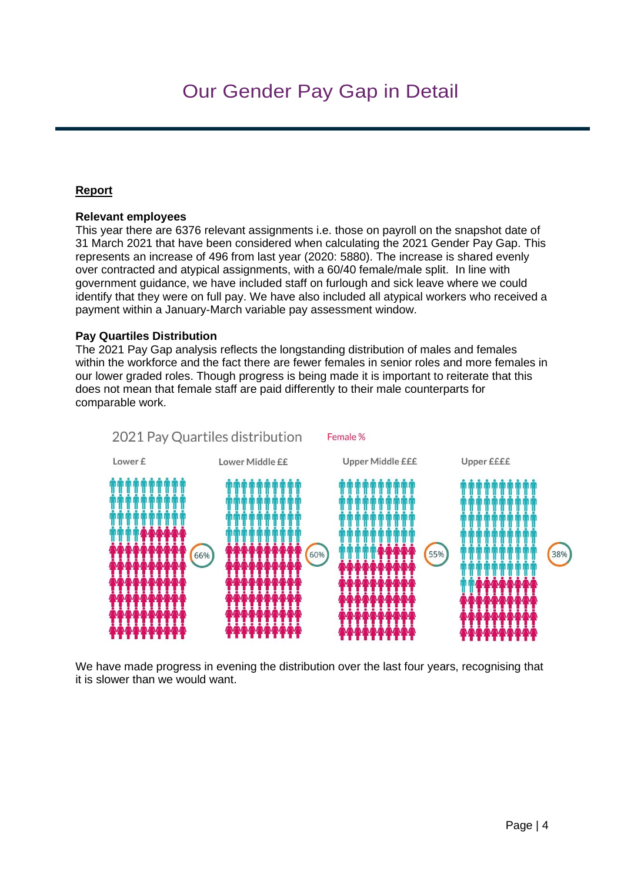# Our Gender Pay Gap in Detail

**Report**

**Relevant employees**
This year there are 6376 relevant assignments i.e. those on payroll on the snapshot date of 31 March 2021 that have been considered when calculating the 2021 Gender Pay Gap. This represents an increase of 496 from last year (2020: 5880). The increase is shared evenly over contracted and atypical assignments, with a 60/40 female/male split. In line with government guidance, we have included staff on furlough and sick leave where we could identify that they were on full pay. We have also included all atypical workers who received a payment within a January-March variable pay assessment window.

**Pay Quartiles Distribution**
The 2021 Pay Gap analysis reflects the longstanding distribution of males and females within the workforce and the fact there are fewer females in senior roles and more females in our lower graded roles. Though progress is being made it is important to reiterate that this does not mean that female staff are paid differently to their male counterparts for comparable work.

2021 Pay Quartiles distribution — Female %

| Lower £ | Lower Middle ££ | Upper Middle £££ | Upper ££££ |
|---|---|---|---|
| 66% | 60% | 55% | 38% |

We have made progress in evening the distribution over the last four years, recognising that it is slower than we would want.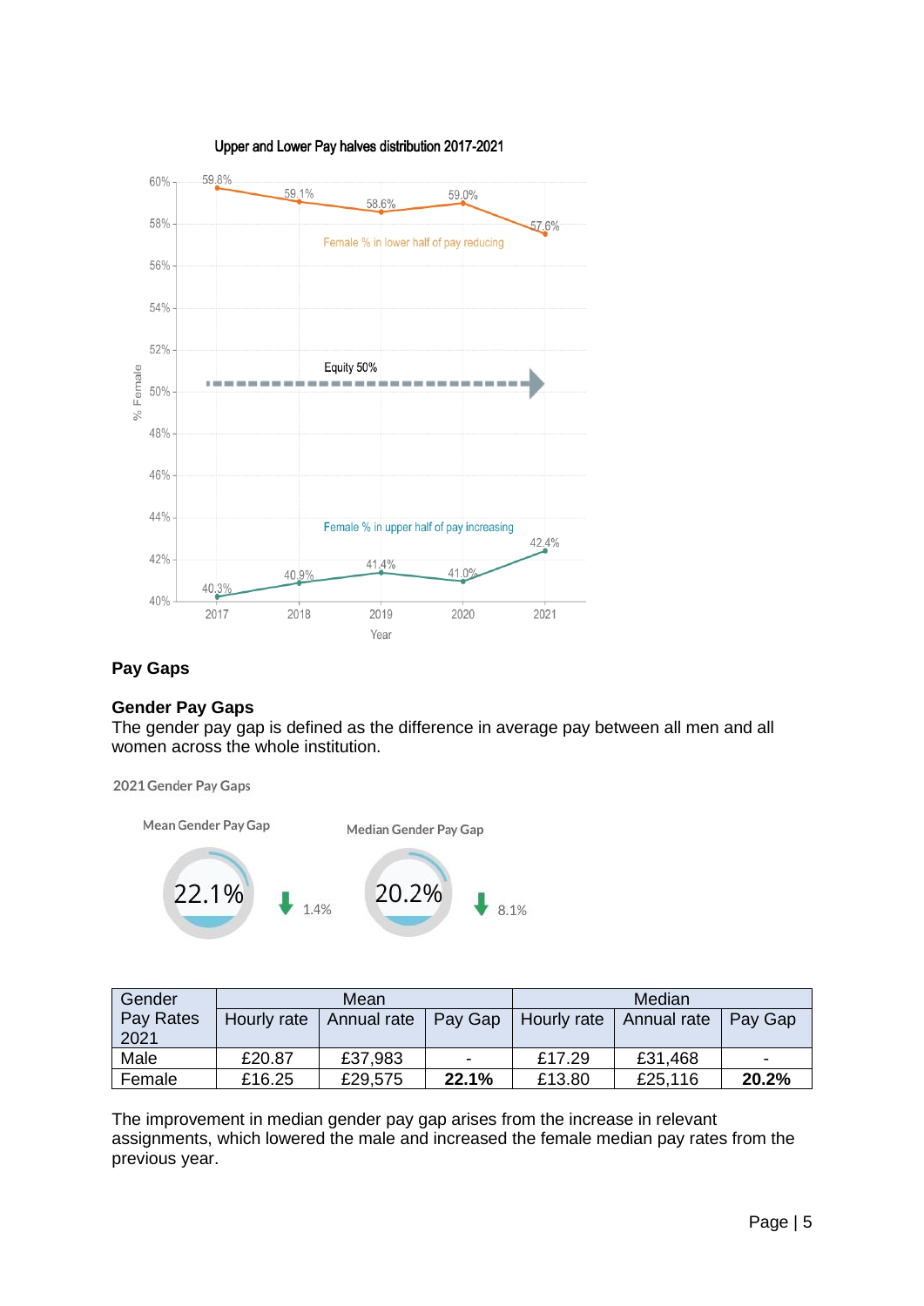Upper and Lower Pay halves distribution 2017-2021

| Year | Female % in lower half of pay | Female % in upper half of pay |
|---|---|---|
| 2017 | 59.8% | 40.3% |
| 2018 | 59.1% | 40.9% |
| 2019 | 58.6% | 41.4% |
| 2020 | 59.0% | 41.0% |
| 2021 | 57.6% | 42.4% |

Female % in lower half of pay reducing

Equity 50%

Female % in upper half of pay increasing

## Pay Gaps

### Gender Pay Gaps

The gender pay gap is defined as the difference in average pay between all men and all women across the whole institution.

2021 Gender Pay Gaps

Mean Gender Pay Gap: 22.1% (↓ 1.4%)

Median Gender Pay Gap: 20.2% (↓ 8.1%)

| Gender Pay Rates 2021 | Mean | | | Median | | |
|---|---|---|---|---|---|---|
| | Hourly rate | Annual rate | Pay Gap | Hourly rate | Annual rate | Pay Gap |
| Male | £20.87 | £37,983 | - | £17.29 | £31,468 | - |
| Female | £16.25 | £29,575 | **22.1%** | £13.80 | £25,116 | **20.2%** |

The improvement in median gender pay gap arises from the increase in relevant assignments, which lowered the male and increased the female median pay rates from the previous year.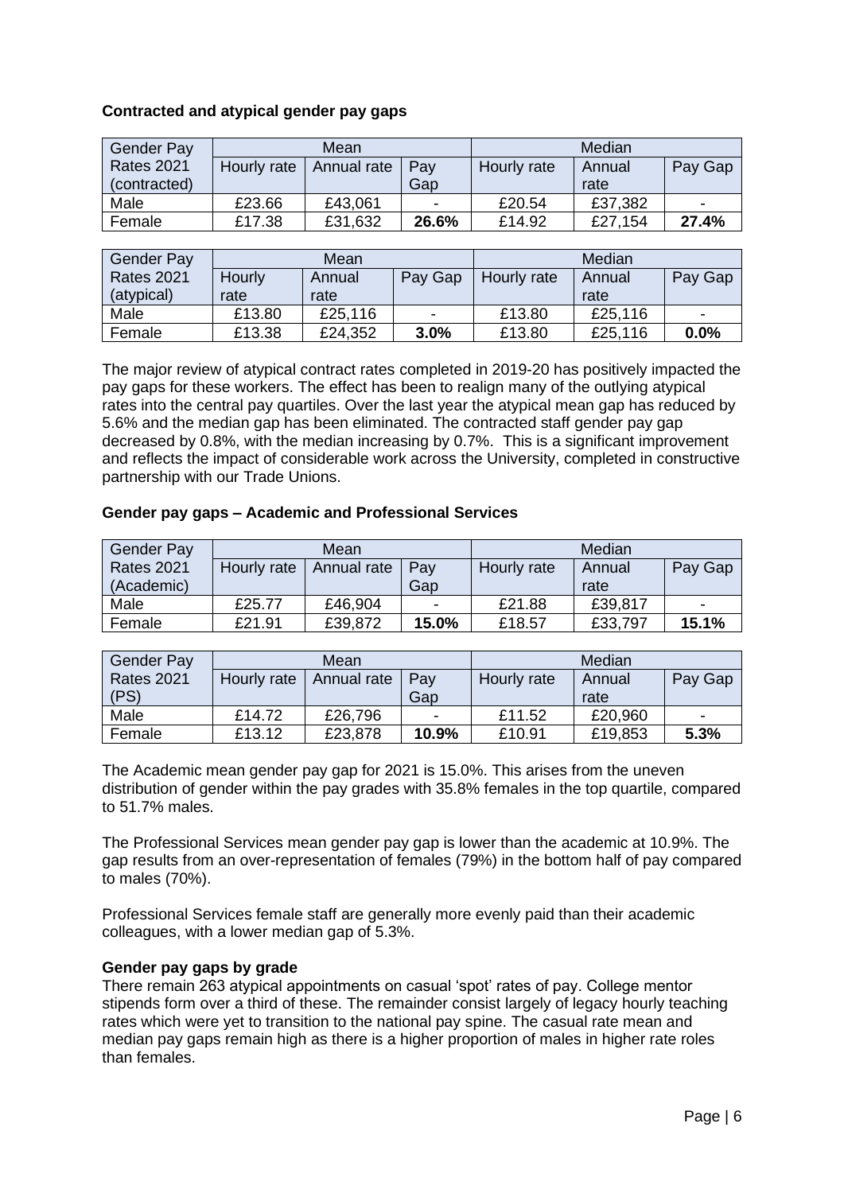**Contracted and atypical gender pay gaps**

| Gender Pay Rates 2021 (contracted) | Mean | | | Median | | |
|---|---|---|---|---|---|---|
| | Hourly rate | Annual rate | Pay Gap | Hourly rate | Annual rate | Pay Gap |
| Male | £23.66 | £43,061 | - | £20.54 | £37,382 | - |
| Female | £17.38 | £31,632 | **26.6%** | £14.92 | £27,154 | **27.4%** |

| Gender Pay Rates 2021 (atypical) | Mean | | | Median | | |
|---|---|---|---|---|---|---|
| | Hourly rate | Annual rate | Pay Gap | Hourly rate | Annual rate | Pay Gap |
| Male | £13.80 | £25,116 | - | £13.80 | £25,116 | - |
| Female | £13.38 | £24,352 | **3.0%** | £13.80 | £25,116 | **0.0%** |

The major review of atypical contract rates completed in 2019-20 has positively impacted the pay gaps for these workers. The effect has been to realign many of the outlying atypical rates into the central pay quartiles. Over the last year the atypical mean gap has reduced by 5.6% and the median gap has been eliminated. The contracted staff gender pay gap decreased by 0.8%, with the median increasing by 0.7%. This is a significant improvement and reflects the impact of considerable work across the University, completed in constructive partnership with our Trade Unions.

**Gender pay gaps – Academic and Professional Services**

| Gender Pay Rates 2021 (Academic) | Mean | | | Median | | |
|---|---|---|---|---|---|---|
| | Hourly rate | Annual rate | Pay Gap | Hourly rate | Annual rate | Pay Gap |
| Male | £25.77 | £46,904 | - | £21.88 | £39,817 | - |
| Female | £21.91 | £39,872 | **15.0%** | £18.57 | £33,797 | **15.1%** |

| Gender Pay Rates 2021 (PS) | Mean | | | Median | | |
|---|---|---|---|---|---|---|
| | Hourly rate | Annual rate | Pay Gap | Hourly rate | Annual rate | Pay Gap |
| Male | £14.72 | £26,796 | - | £11.52 | £20,960 | - |
| Female | £13.12 | £23,878 | **10.9%** | £10.91 | £19,853 | **5.3%** |

The Academic mean gender pay gap for 2021 is 15.0%. This arises from the uneven distribution of gender within the pay grades with 35.8% females in the top quartile, compared to 51.7% males.

The Professional Services mean gender pay gap is lower than the academic at 10.9%. The gap results from an over-representation of females (79%) in the bottom half of pay compared to males (70%).

Professional Services female staff are generally more evenly paid than their academic colleagues, with a lower median gap of 5.3%.

**Gender pay gaps by grade**

There remain 263 atypical appointments on casual 'spot' rates of pay. College mentor stipends form over a third of these. The remainder consist largely of legacy hourly teaching rates which were yet to transition to the national pay spine. The casual rate mean and median pay gaps remain high as there is a higher proportion of males in higher rate roles than females.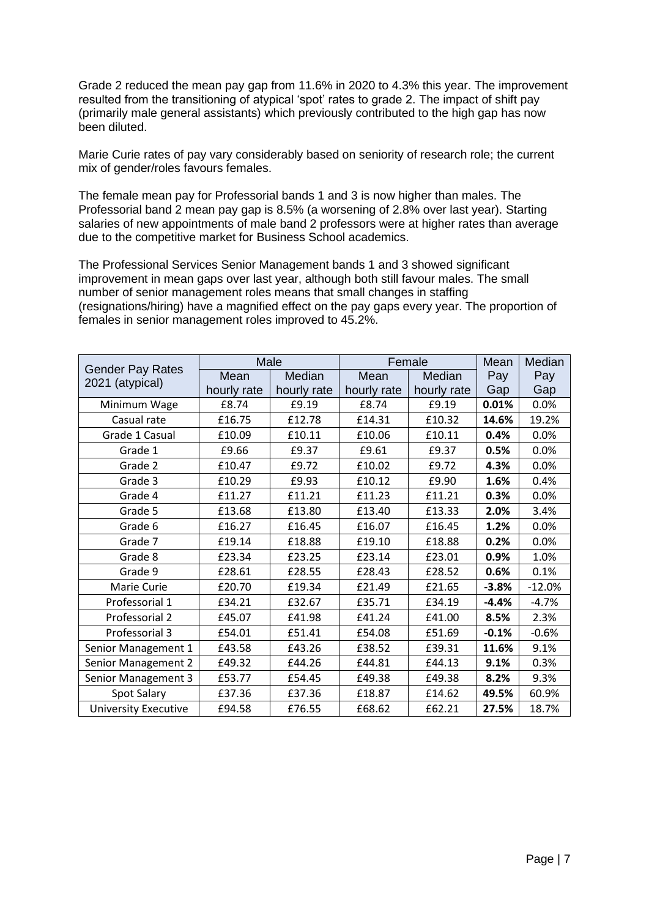Grade 2 reduced the mean pay gap from 11.6% in 2020 to 4.3% this year. The improvement resulted from the transitioning of atypical 'spot' rates to grade 2. The impact of shift pay (primarily male general assistants) which previously contributed to the high gap has now been diluted.

Marie Curie rates of pay vary considerably based on seniority of research role; the current mix of gender/roles favours females.

The female mean pay for Professorial bands 1 and 3 is now higher than males. The Professorial band 2 mean pay gap is 8.5% (a worsening of 2.8% over last year). Starting salaries of new appointments of male band 2 professors were at higher rates than average due to the competitive market for Business School academics.

The Professional Services Senior Management bands 1 and 3 showed significant improvement in mean gaps over last year, although both still favour males. The small number of senior management roles means that small changes in staffing (resignations/hiring) have a magnified effect on the pay gaps every year. The proportion of females in senior management roles improved to 45.2%.

| Gender Pay Rates 2021 (atypical) | Male | | Female | | Mean Pay Gap | Median Pay Gap |
|---|---|---|---|---|---|---|
| | Mean hourly rate | Median hourly rate | Mean hourly rate | Median hourly rate | | |
| Minimum Wage | £8.74 | £9.19 | £8.74 | £9.19 | **0.01%** | 0.0% |
| Casual rate | £16.75 | £12.78 | £14.31 | £10.32 | **14.6%** | 19.2% |
| Grade 1 Casual | £10.09 | £10.11 | £10.06 | £10.11 | **0.4%** | 0.0% |
| Grade 1 | £9.66 | £9.37 | £9.61 | £9.37 | **0.5%** | 0.0% |
| Grade 2 | £10.47 | £9.72 | £10.02 | £9.72 | **4.3%** | 0.0% |
| Grade 3 | £10.29 | £9.93 | £10.12 | £9.90 | **1.6%** | 0.4% |
| Grade 4 | £11.27 | £11.21 | £11.23 | £11.21 | **0.3%** | 0.0% |
| Grade 5 | £13.68 | £13.80 | £13.40 | £13.33 | **2.0%** | 3.4% |
| Grade 6 | £16.27 | £16.45 | £16.07 | £16.45 | **1.2%** | 0.0% |
| Grade 7 | £19.14 | £18.88 | £19.10 | £18.88 | **0.2%** | 0.0% |
| Grade 8 | £23.34 | £23.25 | £23.14 | £23.01 | **0.9%** | 1.0% |
| Grade 9 | £28.61 | £28.55 | £28.43 | £28.52 | **0.6%** | 0.1% |
| Marie Curie | £20.70 | £19.34 | £21.49 | £21.65 | **-3.8%** | -12.0% |
| Professorial 1 | £34.21 | £32.67 | £35.71 | £34.19 | **-4.4%** | -4.7% |
| Professorial 2 | £45.07 | £41.98 | £41.24 | £41.00 | **8.5%** | 2.3% |
| Professorial 3 | £54.01 | £51.41 | £54.08 | £51.69 | **-0.1%** | -0.6% |
| Senior Management 1 | £43.58 | £43.26 | £38.52 | £39.31 | **11.6%** | 9.1% |
| Senior Management 2 | £49.32 | £44.26 | £44.81 | £44.13 | **9.1%** | 0.3% |
| Senior Management 3 | £53.77 | £54.45 | £49.38 | £49.38 | **8.2%** | 9.3% |
| Spot Salary | £37.36 | £37.36 | £18.87 | £14.62 | **49.5%** | 60.9% |
| University Executive | £94.58 | £76.55 | £68.62 | £62.21 | **27.5%** | 18.7% |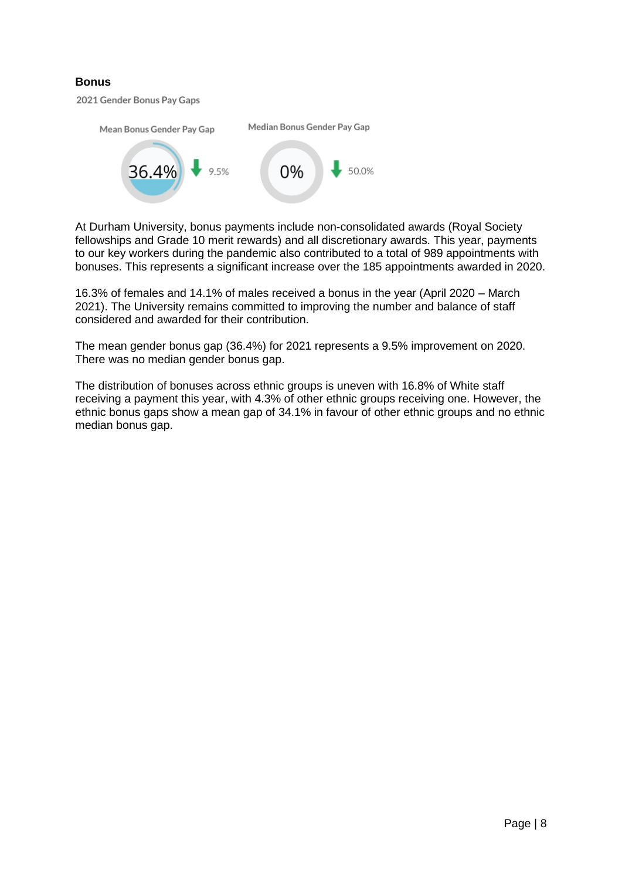**Bonus**

2021 Gender Bonus Pay Gaps

Mean Bonus Gender Pay Gap

36.4% ↓ 9.5%

Median Bonus Gender Pay Gap

0% ↓ 50.0%

At Durham University, bonus payments include non-consolidated awards (Royal Society fellowships and Grade 10 merit rewards) and all discretionary awards. This year, payments to our key workers during the pandemic also contributed to a total of 989 appointments with bonuses. This represents a significant increase over the 185 appointments awarded in 2020.

16.3% of females and 14.1% of males received a bonus in the year (April 2020 – March 2021). The University remains committed to improving the number and balance of staff considered and awarded for their contribution.

The mean gender bonus gap (36.4%) for 2021 represents a 9.5% improvement on 2020. There was no median gender bonus gap.

The distribution of bonuses across ethnic groups is uneven with 16.8% of White staff receiving a payment this year, with 4.3% of other ethnic groups receiving one. However, the ethnic bonus gaps show a mean gap of 34.1% in favour of other ethnic groups and no ethnic median bonus gap.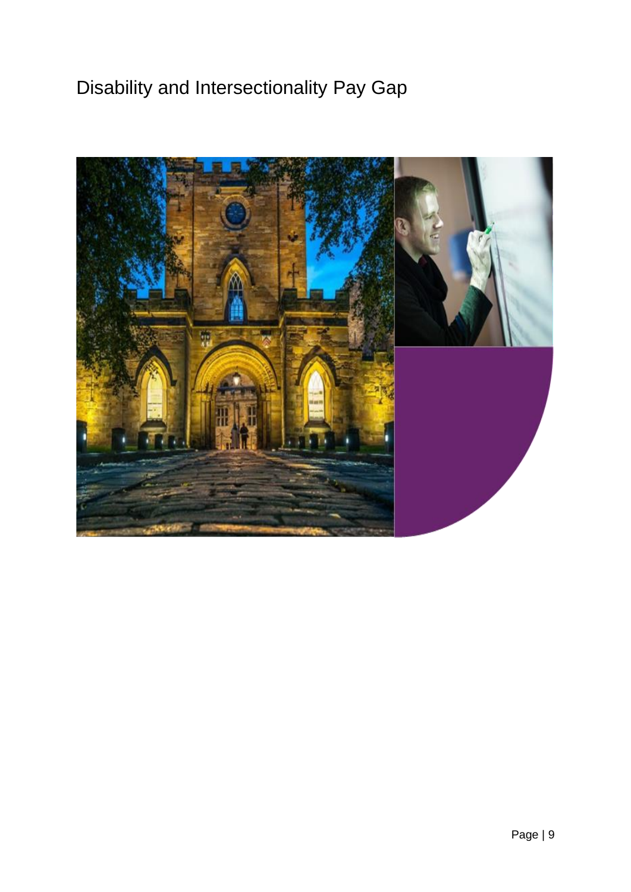# Disability and Intersectionality Pay Gap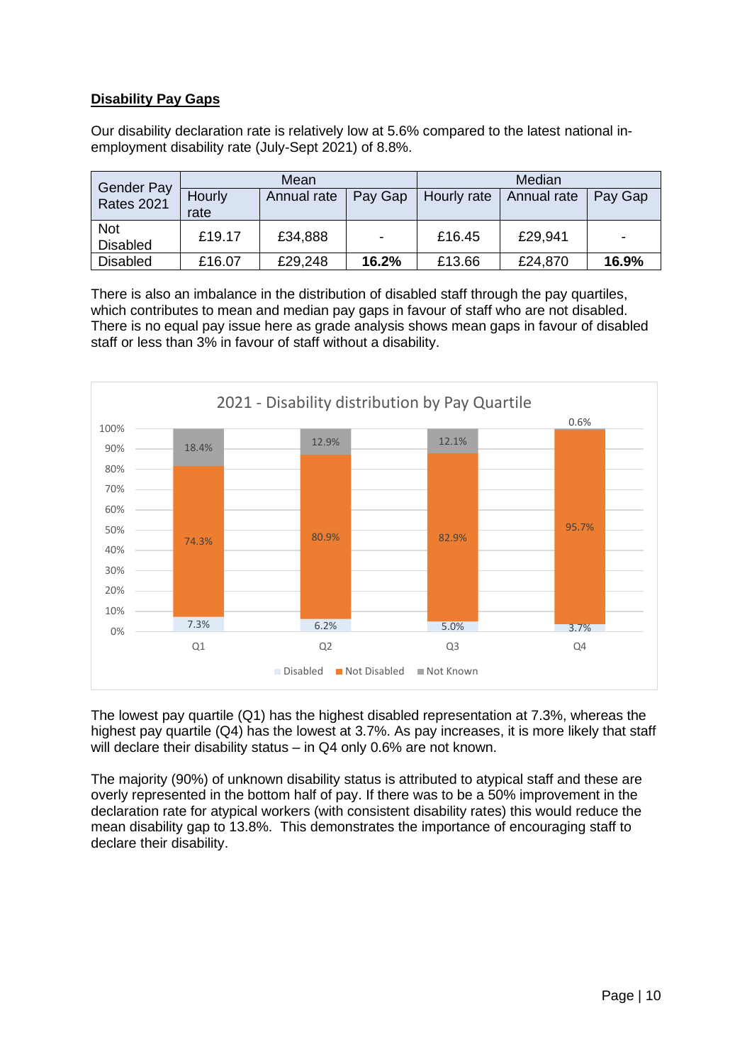**Disability Pay Gaps**

Our disability declaration rate is relatively low at 5.6% compared to the latest national in-employment disability rate (July-Sept 2021) of 8.8%.

| Gender Pay Rates 2021 | Mean | | | Median | | |
|---|---|---|---|---|---|---|
| | Hourly rate | Annual rate | Pay Gap | Hourly rate | Annual rate | Pay Gap |
| Not Disabled | £19.17 | £34,888 | - | £16.45 | £29,941 | - |
| Disabled | £16.07 | £29,248 | **16.2%** | £13.66 | £24,870 | **16.9%** |

There is also an imbalance in the distribution of disabled staff through the pay quartiles, which contributes to mean and median pay gaps in favour of staff who are not disabled. There is no equal pay issue here as grade analysis shows mean gaps in favour of disabled staff or less than 3% in favour of staff without a disability.

2021 - Disability distribution by Pay Quartile

| | Q1 | Q2 | Q3 | Q4 |
|---|---|---|---|---|
| Disabled | 7.3% | 6.2% | 5.0% | 3.7% |
| Not Disabled | 74.3% | 80.9% | 82.9% | 95.7% |
| Not Known | 18.4% | 12.9% | 12.1% | 0.6% |

The lowest pay quartile (Q1) has the highest disabled representation at 7.3%, whereas the highest pay quartile (Q4) has the lowest at 3.7%. As pay increases, it is more likely that staff will declare their disability status – in Q4 only 0.6% are not known.

The majority (90%) of unknown disability status is attributed to atypical staff and these are overly represented in the bottom half of pay. If there was to be a 50% improvement in the declaration rate for atypical workers (with consistent disability rates) this would reduce the mean disability gap to 13.8%. This demonstrates the importance of encouraging staff to declare their disability.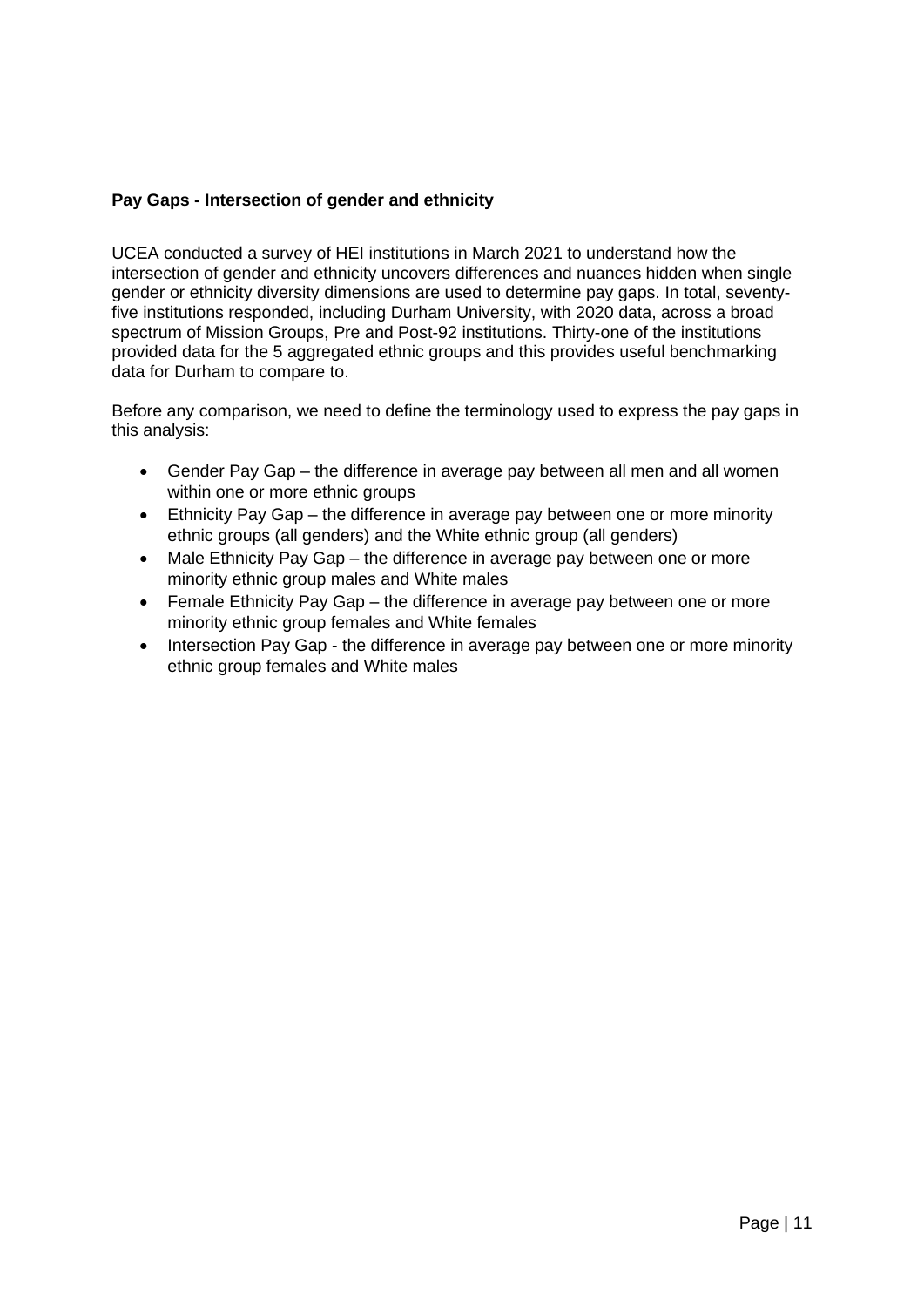**Pay Gaps - Intersection of gender and ethnicity**

UCEA conducted a survey of HEI institutions in March 2021 to understand how the intersection of gender and ethnicity uncovers differences and nuances hidden when single gender or ethnicity diversity dimensions are used to determine pay gaps. In total, seventy-five institutions responded, including Durham University, with 2020 data, across a broad spectrum of Mission Groups, Pre and Post-92 institutions. Thirty-one of the institutions provided data for the 5 aggregated ethnic groups and this provides useful benchmarking data for Durham to compare to.

Before any comparison, we need to define the terminology used to express the pay gaps in this analysis:

- Gender Pay Gap – the difference in average pay between all men and all women within one or more ethnic groups
- Ethnicity Pay Gap – the difference in average pay between one or more minority ethnic groups (all genders) and the White ethnic group (all genders)
- Male Ethnicity Pay Gap – the difference in average pay between one or more minority ethnic group males and White males
- Female Ethnicity Pay Gap – the difference in average pay between one or more minority ethnic group females and White females
- Intersection Pay Gap - the difference in average pay between one or more minority ethnic group females and White males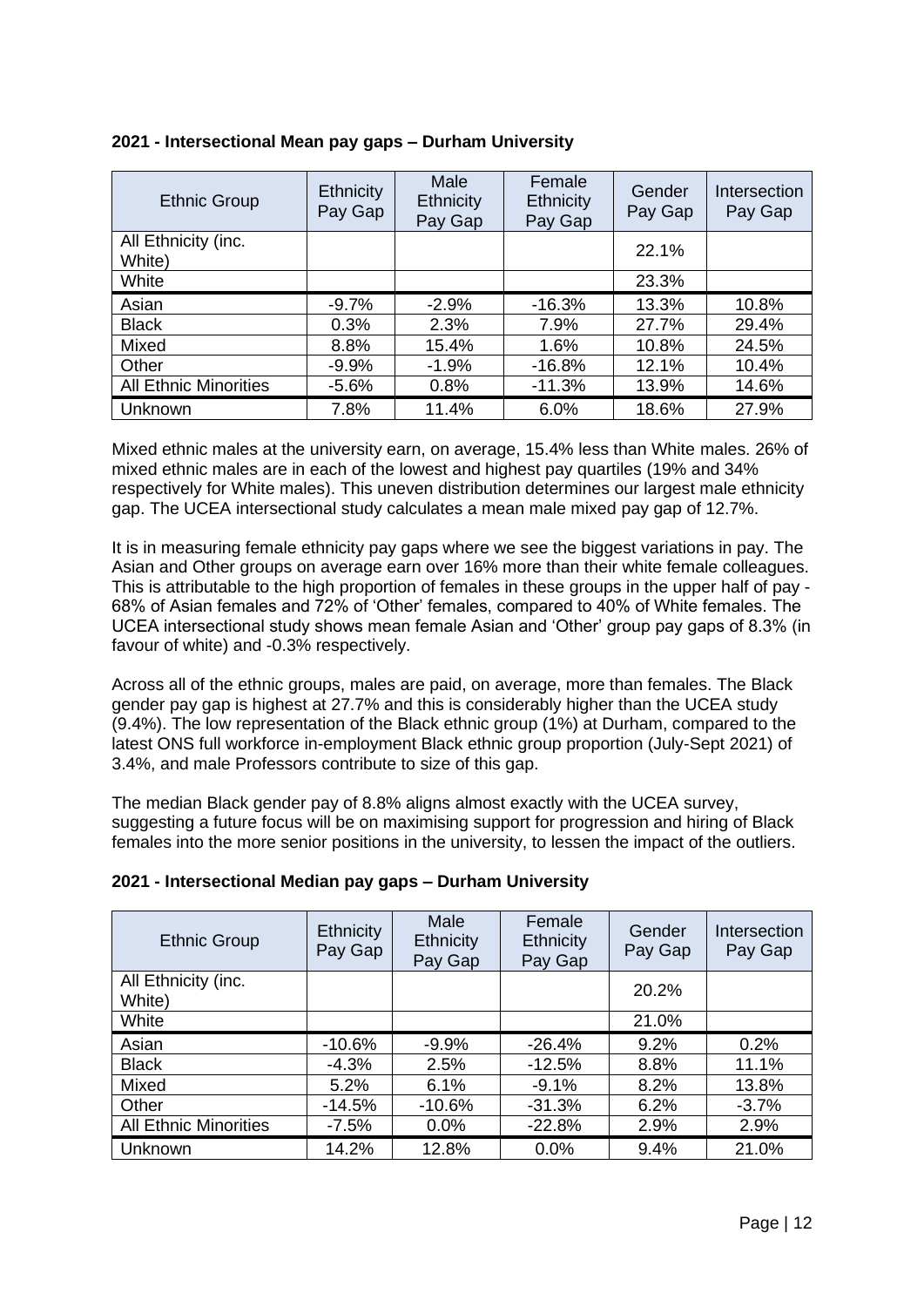**2021 - Intersectional Mean pay gaps – Durham University**

| Ethnic Group | Ethnicity Pay Gap | Male Ethnicity Pay Gap | Female Ethnicity Pay Gap | Gender Pay Gap | Intersection Pay Gap |
|---|---|---|---|---|---|
| All Ethnicity (inc. White) | | | | 22.1% | |
| White | | | | 23.3% | |
| Asian | -9.7% | -2.9% | -16.3% | 13.3% | 10.8% |
| Black | 0.3% | 2.3% | 7.9% | 27.7% | 29.4% |
| Mixed | 8.8% | 15.4% | 1.6% | 10.8% | 24.5% |
| Other | -9.9% | -1.9% | -16.8% | 12.1% | 10.4% |
| All Ethnic Minorities | -5.6% | 0.8% | -11.3% | 13.9% | 14.6% |
| Unknown | 7.8% | 11.4% | 6.0% | 18.6% | 27.9% |

Mixed ethnic males at the university earn, on average, 15.4% less than White males. 26% of mixed ethnic males are in each of the lowest and highest pay quartiles (19% and 34% respectively for White males). This uneven distribution determines our largest male ethnicity gap. The UCEA intersectional study calculates a mean male mixed pay gap of 12.7%.

It is in measuring female ethnicity pay gaps where we see the biggest variations in pay. The Asian and Other groups on average earn over 16% more than their white female colleagues. This is attributable to the high proportion of females in these groups in the upper half of pay - 68% of Asian females and 72% of 'Other' females, compared to 40% of White females. The UCEA intersectional study shows mean female Asian and 'Other' group pay gaps of 8.3% (in favour of white) and -0.3% respectively.

Across all of the ethnic groups, males are paid, on average, more than females. The Black gender pay gap is highest at 27.7% and this is considerably higher than the UCEA study (9.4%). The low representation of the Black ethnic group (1%) at Durham, compared to the latest ONS full workforce in-employment Black ethnic group proportion (July-Sept 2021) of 3.4%, and male Professors contribute to size of this gap.

The median Black gender pay of 8.8% aligns almost exactly with the UCEA survey, suggesting a future focus will be on maximising support for progression and hiring of Black females into the more senior positions in the university, to lessen the impact of the outliers.

**2021 - Intersectional Median pay gaps – Durham University**

| Ethnic Group | Ethnicity Pay Gap | Male Ethnicity Pay Gap | Female Ethnicity Pay Gap | Gender Pay Gap | Intersection Pay Gap |
|---|---|---|---|---|---|
| All Ethnicity (inc. White) | | | | 20.2% | |
| White | | | | 21.0% | |
| Asian | -10.6% | -9.9% | -26.4% | 9.2% | 0.2% |
| Black | -4.3% | 2.5% | -12.5% | 8.8% | 11.1% |
| Mixed | 5.2% | 6.1% | -9.1% | 8.2% | 13.8% |
| Other | -14.5% | -10.6% | -31.3% | 6.2% | -3.7% |
| All Ethnic Minorities | -7.5% | 0.0% | -22.8% | 2.9% | 2.9% |
| Unknown | 14.2% | 12.8% | 0.0% | 9.4% | 21.0% |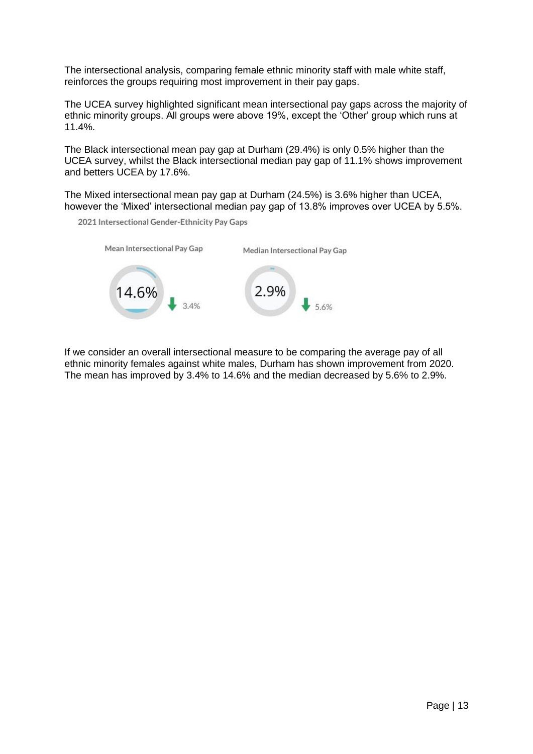The intersectional analysis, comparing female ethnic minority staff with male white staff, reinforces the groups requiring most improvement in their pay gaps.

The UCEA survey highlighted significant mean intersectional pay gaps across the majority of ethnic minority groups. All groups were above 19%, except the 'Other' group which runs at 11.4%.

The Black intersectional mean pay gap at Durham (29.4%) is only 0.5% higher than the UCEA survey, whilst the Black intersectional median pay gap of 11.1% shows improvement and betters UCEA by 17.6%.

The Mixed intersectional mean pay gap at Durham (24.5%) is 3.6% higher than UCEA, however the 'Mixed' intersectional median pay gap of 13.8% improves over UCEA by 5.5%.

2021 Intersectional Gender-Ethnicity Pay Gaps

Mean Intersectional Pay Gap

14.6%

3.4%

Median Intersectional Pay Gap

2.9%

5.6%

If we consider an overall intersectional measure to be comparing the average pay of all ethnic minority females against white males, Durham has shown improvement from 2020. The mean has improved by 3.4% to 14.6% and the median decreased by 5.6% to 2.9%.